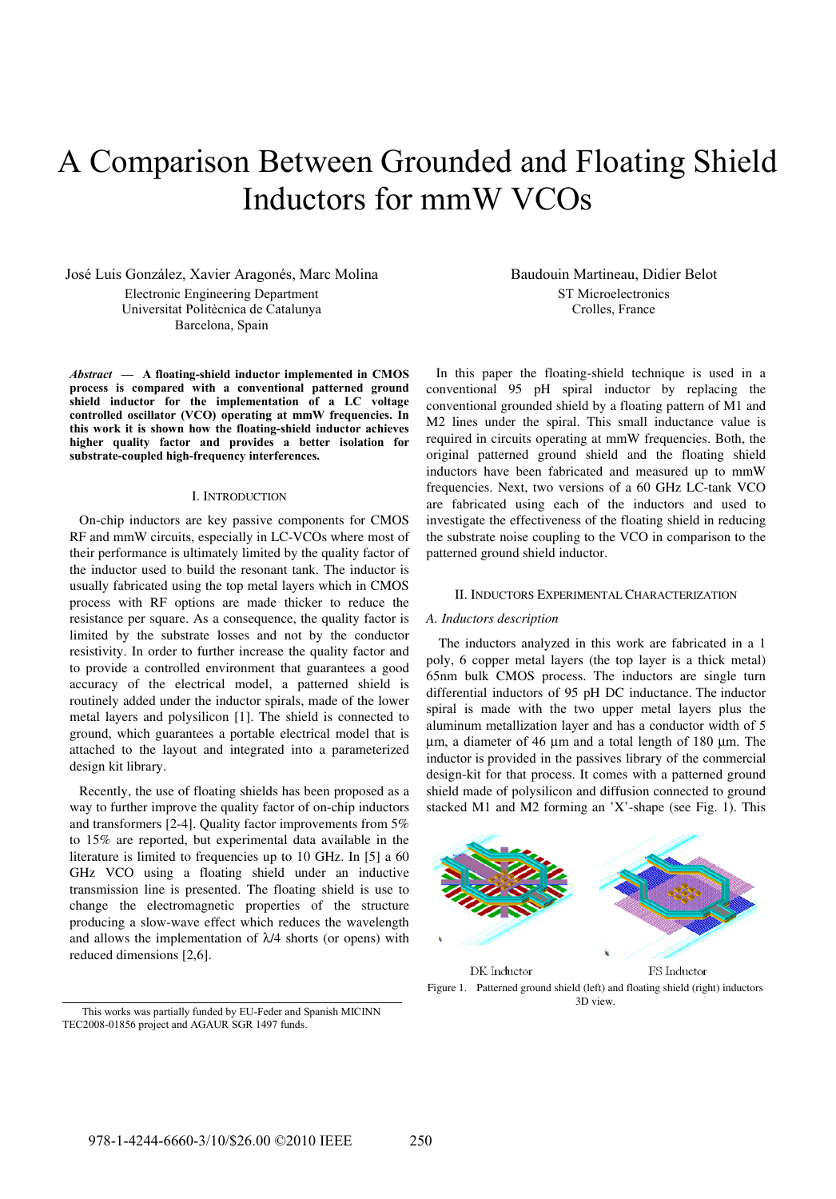# A Comparison Between Grounded and Floating Shield Inductors for mmW VCOs

José Luis González, Xavier Aragonés, Marc Molina
Electronic Engineering Department
Universitat Politècnica de Catalunya
Barcelona, Spain

Baudouin Martineau, Didier Belot
ST Microelectronics
Crolles, France

***Abstract* — A floating-shield inductor implemented in CMOS process is compared with a conventional patterned ground shield inductor for the implementation of a LC voltage controlled oscillator (VCO) operating at mmW frequencies. In this work it is shown how the floating-shield inductor achieves higher quality factor and provides a better isolation for substrate-coupled high-frequency interferences.**

## I. Introduction

On-chip inductors are key passive components for CMOS RF and mmW circuits, especially in LC-VCOs where most of their performance is ultimately limited by the quality factor of the inductor used to build the resonant tank. The inductor is usually fabricated using the top metal layers which in CMOS process with RF options are made thicker to reduce the resistance per square. As a consequence, the quality factor is limited by the substrate losses and not by the conductor resistivity. In order to further increase the quality factor and to provide a controlled environment that guarantees a good accuracy of the electrical model, a patterned shield is routinely added under the inductor spirals, made of the lower metal layers and polysilicon [1]. The shield is connected to ground, which guarantees a portable electrical model that is attached to the layout and integrated into a parameterized design kit library.

Recently, the use of floating shields has been proposed as a way to further improve the quality factor of on-chip inductors and transformers [2-4]. Quality factor improvements from 5% to 15% are reported, but experimental data available in the literature is limited to frequencies up to 10 GHz. In [5] a 60 GHz VCO using a floating shield under an inductive transmission line is presented. The floating shield is use to change the electromagnetic properties of the structure producing a slow-wave effect which reduces the wavelength and allows the implementation of $\lambda/4$ shorts (or opens) with reduced dimensions [2,6].

In this paper the floating-shield technique is used in a conventional 95 pH spiral inductor by replacing the conventional grounded shield by a floating pattern of M1 and M2 lines under the spiral. This small inductance value is required in circuits operating at mmW frequencies. Both, the original patterned ground shield and the floating shield inductors have been fabricated and measured up to mmW frequencies. Next, two versions of a 60 GHz LC-tank VCO are fabricated using each of the inductors and used to investigate the effectiveness of the floating shield in reducing the substrate noise coupling to the VCO in comparison to the patterned ground shield inductor.

## II. Inductors Experimental Characterization

### *A. Inductors description*

The inductors analyzed in this work are fabricated in a 1 poly, 6 copper metal layers (the top layer is a thick metal) 65nm bulk CMOS process. The inductors are single turn differential inductors of 95 pH DC inductance. The inductor spiral is made with the two upper metal layers plus the aluminum metallization layer and has a conductor width of 5 µm, a diameter of 46 µm and a total length of 180 µm. The inductor is provided in the passives library of the commercial design-kit for that process. It comes with a patterned ground shield made of polysilicon and diffusion connected to ground stacked M1 and M2 forming an 'X'-shape (see Fig. 1). This

DK Inductor FS Inductor

Figure 1. Patterned ground shield (left) and floating shield (right) inductors 3D view.

This works was partially funded by EU-Feder and Spanish MICINN TEC2008-01856 project and AGAUR SGR 1497 funds.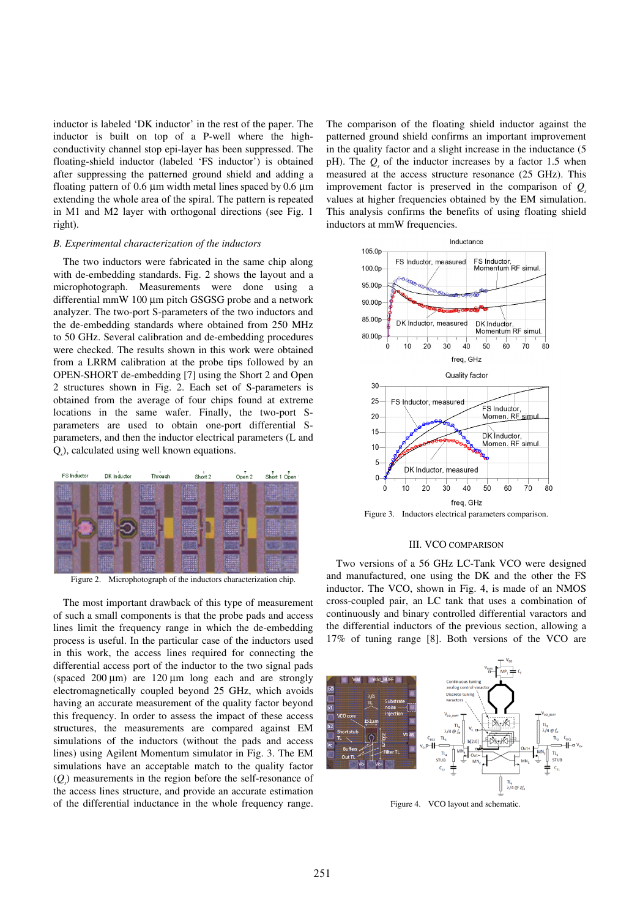inductor is labeled 'DK inductor' in the rest of the paper. The inductor is built on top of a P-well where the high-conductivity channel stop epi-layer has been suppressed. The floating-shield inductor (labeled 'FS inductor') is obtained after suppressing the patterned ground shield and adding a floating pattern of 0.6 µm width metal lines spaced by 0.6 µm extending the whole area of the spiral. The pattern is repeated in M1 and M2 layer with orthogonal directions (see Fig. 1 right).

### B. Experimental characterization of the inductors

The two inductors were fabricated in the same chip along with de-embedding standards. Fig. 2 shows the layout and a microphotograph. Measurements were done using a differential mmW 100 µm pitch GSGSG probe and a network analyzer. The two-port S-parameters of the two inductors and the de-embedding standards where obtained from 250 MHz to 50 GHz. Several calibration and de-embedding procedures were checked. The results shown in this work were obtained from a LRRM calibration at the probe tips followed by an OPEN-SHORT de-embedding [7] using the Short 2 and Open 2 structures shown in Fig. 2. Each set of S-parameters is obtained from the average of four chips found at extreme locations in the same wafer. Finally, the two-port S-parameters are used to obtain one-port differential S-parameters, and then the inductor electrical parameters (L and $Q_s$), calculated using well known equations.

Figure 2. Microphotograph of the inductors characterization chip.

The most important drawback of this type of measurement of such a small components is that the probe pads and access lines limit the frequency range in which the de-embedding process is useful. In the particular case of the inductors used in this work, the access lines required for connecting the differential access port of the inductor to the two signal pads (spaced 200 µm) are 120 µm long each and are strongly electromagnetically coupled beyond 25 GHz, which avoids having an accurate measurement of the quality factor beyond this frequency. In order to assess the impact of these access structures, the measurements are compared against EM simulations of the inductors (without the pads and access lines) using Agilent Momentum simulator in Fig. 3. The EM simulations have an acceptable match to the quality factor ($Q_s$) measurements in the region before the self-resonance of the access lines structure, and provide an accurate estimation of the differential inductance in the whole frequency range.

The comparison of the floating shield inductor against the patterned ground shield confirms an important improvement in the quality factor and a slight increase in the inductance (5 pH). The $Q_s$ of the inductor increases by a factor 1.5 when measured at the access structure resonance (25 GHz). This improvement factor is preserved in the comparison of $Q_s$ values at higher frequencies obtained by the EM simulation. This analysis confirms the benefits of using floating shield inductors at mmW frequencies.

Figure 3. Inductors electrical parameters comparison.

## III. VCO COMPARISON

Two versions of a 56 GHz LC-Tank VCO were designed and manufactured, one using the DK and the other the FS inductor. The VCO, shown in Fig. 4, is made of an NMOS cross-coupled pair, an LC tank that uses a combination of continuously and binary controlled differential varactors and the differential inductors of the previous section, allowing a 17% of tuning range [8]. Both versions of the VCO are

Figure 4. VCO layout and schematic.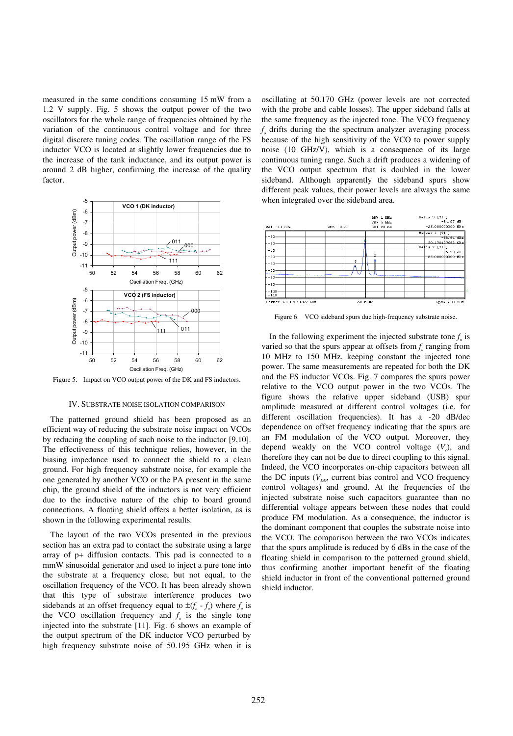measured in the same conditions consuming 15 mW from a 1.2 V supply. Fig. 5 shows the output power of the two oscillators for the whole range of frequencies obtained by the variation of the continuous control voltage and for three digital discrete tuning codes. The oscillation range of the FS inductor VCO is located at slightly lower frequencies due to the increase of the tank inductance, and its output power is around 2 dB higher, confirming the increase of the quality factor.

Figure 5. Impact on VCO output power of the DK and FS inductors.

## IV. SUBSTRATE NOISE ISOLATION COMPARISON

The patterned ground shield has been proposed as an efficient way of reducing the substrate noise impact on VCOs by reducing the coupling of such noise to the inductor [9,10]. The effectiveness of this technique relies, however, in the biasing impedance used to connect the shield to a clean ground. For high frequency substrate noise, for example the one generated by another VCO or the PA present in the same chip, the ground shield of the inductors is not very efficient due to the inductive nature of the chip to board ground connections. A floating shield offers a better isolation, as is shown in the following experimental results.

The layout of the two VCOs presented in the previous section has an extra pad to contact the substrate using a large array of p+ diffusion contacts. This pad is connected to a mmW sinusoidal generator and used to inject a pure tone into the substrate at a frequency close, but not equal, to the oscillation frequency of the VCO. It has been already shown that this type of substrate interference produces two sidebands at an offset frequency equal to $\pm(f_n - f_o)$ where $f_o$ is the VCO oscillation frequency and $f_n$ is the single tone injected into the substrate [11]. Fig. 6 shows an example of the output spectrum of the DK inductor VCO perturbed by high frequency substrate noise of 50.195 GHz when it is oscillating at 50.170 GHz (power levels are not corrected with the probe and cable losses). The upper sideband falls at the same frequency as the injected tone. The VCO frequency $f_o$ drifts during the the spectrum analyzer averaging process because of the high sensitivity of the VCO to power supply noise (10 GHz/V), which is a consequence of its large continuous tuning range. Such a drift produces a widening of the VCO output spectrum that is doubled in the lower sideband. Although apparently the sideband spurs show different peak values, their power levels are always the same when integrated over the sideband area.

Figure 6. VCO sideband spurs due high-frequency substrate noise.

In the following experiment the injected substrate tone $f_n$ is varied so that the spurs appear at offsets from $f_o$ ranging from 10 MHz to 150 MHz, keeping constant the injected tone power. The same measurements are repeated for both the DK and the FS inductor VCOs. Fig. 7 compares the spurs power relative to the VCO output power in the two VCOs. The figure shows the relative upper sideband (USB) spur amplitude measured at different control voltages (i.e. for different oscillation frequencies). It has a -20 dB/dec dependence on offset frequency indicating that the spurs are an FM modulation of the VCO output. Moreover, they depend weakly on the VCO control voltage ($V_c$), and therefore they can not be due to direct coupling to this signal. Indeed, the VCO incorporates on-chip capacitors between all the DC inputs ($V_{DD}$, current bias control and VCO frequency control voltages) and ground. At the frequencies of the injected substrate noise such capacitors guarantee than no differential voltage appears between these nodes that could produce FM modulation. As a consequence, the inductor is the dominant component that couples the substrate noise into the VCO. The comparison between the two VCOs indicates that the spurs amplitude is reduced by 6 dBs in the case of the floating shield in comparison to the patterned ground shield, thus confirming another important benefit of the floating shield inductor in front of the conventional patterned ground shield inductor.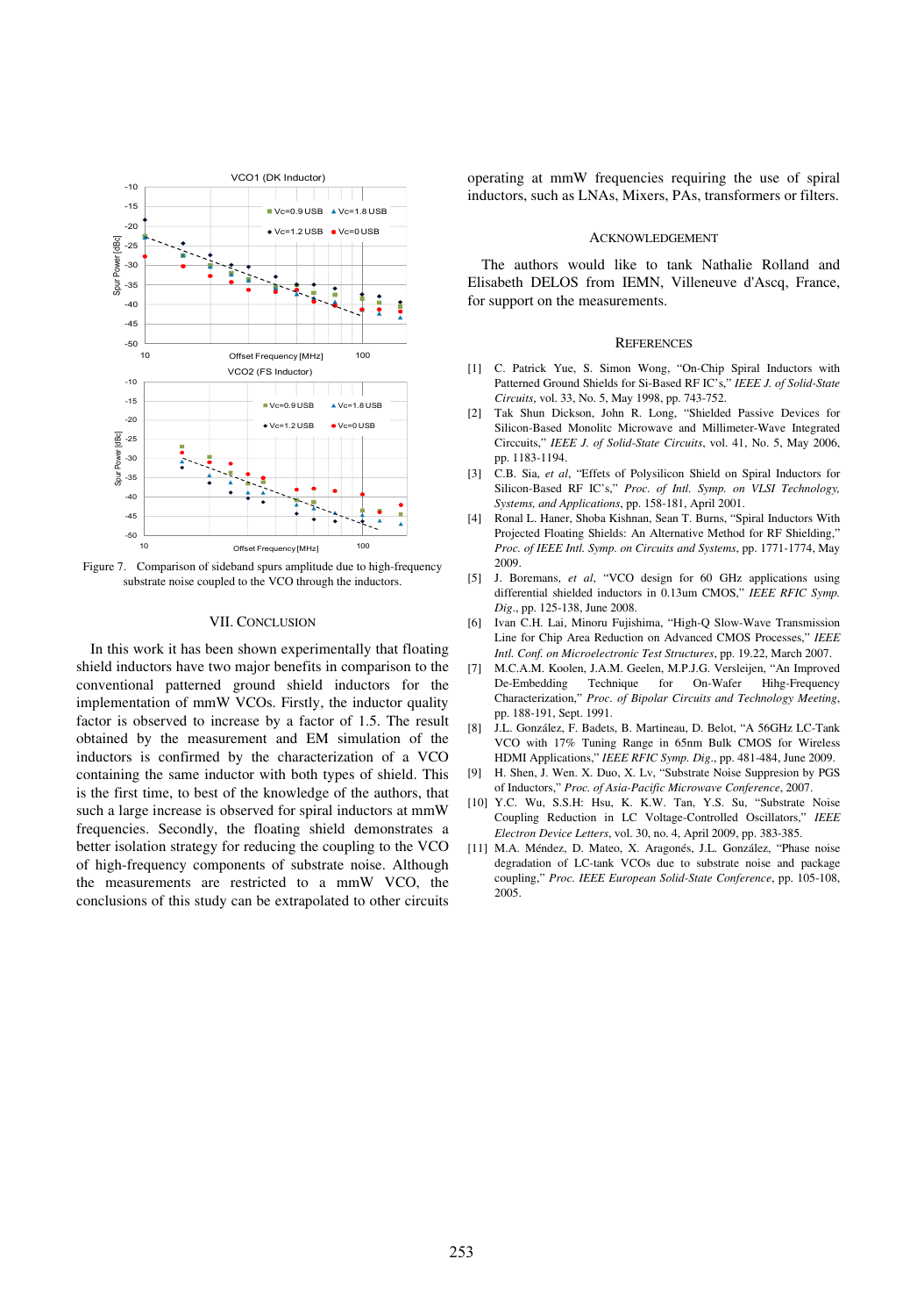VCO1 (DK Inductor)

-10
-15
-20
-25
-30
-35
-40
-45
-50

Spur Power [dBc]

Vc=0.9 USB
Vc=1.8 USB
Vc=1.2 USB
Vc=0 USB

10
Offset Frequency [MHz]
100

VCO2 (FS Inductor)

-10
-15
-20
-25
-30
-35
-40
-45
-50

Spur Power [dBc]

Vc=0.9 USB
Vc=1.8 USB
Vc=1.2 USB
Vc=0 USB

10
Offset Frequency [MHz]
100

Figure 7. Comparison of sideband spurs amplitude due to high-frequency substrate noise coupled to the VCO through the inductors.

## VII. CONCLUSION

In this work it has been shown experimentally that floating shield inductors have two major benefits in comparison to the conventional patterned ground shield inductors for the implementation of mmW VCOs. Firstly, the inductor quality factor is observed to increase by a factor of 1.5. The result obtained by the measurement and EM simulation of the inductors is confirmed by the characterization of a VCO containing the same inductor with both types of shield. This is the first time, to best of the knowledge of the authors, that such a large increase is observed for spiral inductors at mmW frequencies. Secondly, the floating shield demonstrates a better isolation strategy for reducing the coupling to the VCO of high-frequency components of substrate noise. Although the measurements are restricted to a mmW VCO, the conclusions of this study can be extrapolated to other circuits operating at mmW frequencies requiring the use of spiral inductors, such as LNAs, Mixers, PAs, transformers or filters.

## ACKNOWLEDGEMENT

The authors would like to tank Nathalie Rolland and Elisabeth DELOS from IEMN, Villeneuve d'Ascq, France, for support on the measurements.

## REFERENCES

[1] C. Patrick Yue, S. Simon Wong, "On-Chip Spiral Inductors with Patterned Ground Shields for Si-Based RF IC's," *IEEE J. of Solid-State Circuits*, vol. 33, No. 5, May 1998, pp. 743-752.

[2] Tak Shun Dickson, John R. Long, "Shielded Passive Devices for Silicon-Based Monolitc Microwave and Millimeter-Wave Integrated Circcuits," *IEEE J. of Solid-State Circuits*, vol. 41, No. 5, May 2006, pp. 1183-1194.

[3] C.B. Sia, *et al*, "Effets of Polysilicon Shield on Spiral Inductors for Silicon-Based RF IC's," *Proc. of Intl. Symp. on VLSI Technology, Systems, and Applications*, pp. 158-181, April 2001.

[4] Ronal L. Haner, Shoba Kishnan, Scott T. Burns, "Spiral Inductors With Projected Floating Shields: An Alternative Method for RF Shielding," *Proc. of IEEE Intl. Symp. on Circuits and Systems*, pp. 1771-1774, May 2009.

[5] J. Boremans, *et al*, "VCO design for 60 GHz applications using differential shielded inductors in 0.13um CMOS," *IEEE RFIC Symp. Dig*., pp. 125-138, June 2008.

[6] Ivan C.H. Lai, Minoru Fujishima, "High-Q Slow-Wave Transmission Line for Chip Area Reduction on Advanced CMOS Processes," *IEEE Intl. Conf. on Microelectronic Test Structures*, pp. 19.22, March 2007.

[7] M.C.A.M. Koolen, J.A.M. Geelen, M.P.J.G. Versleijen, "An Improved De-Embedding Technique for On-Wafer Hihg-Frequency Characterization," *Proc. of Bipolar Circuits and Technology Meeting*, pp. 188-191, Sept. 1991.

[8] J.L. González, F. Badets, B. Martineau, D. Belot, "A 56GHz LC-Tank VCO with 17% Tuning Range in 65nm Bulk CMOS for Wireless HDMI Applications," *IEEE RFIC Symp. Dig*., pp. 481-484, June 2009.

[9] H. Shen, J. Wen. X. Duo, X. Lv, "Substrate Noise Suppresion by PGS of Inductors," *Proc. of Asia-Pacific Microwave Conference*, 2007.

[10] Y.C. Wu, S.S.H: Hsu, K. K.W. Tan, Y.S. Su, "Substrate Noise Coupling Reduction in LC Voltage-Controlled Oscillators," *IEEE Electron Device Letters*, vol. 30, no. 4, April 2009, pp. 383-385.

[11] M.A. Méndez, D. Mateo, X. Aragonés, J.L. González, "Phase noise degradation of LC-tank VCOs due to substrate noise and package coupling," *Proc. IEEE European Solid-State Conference*, pp. 105-108, 2005.